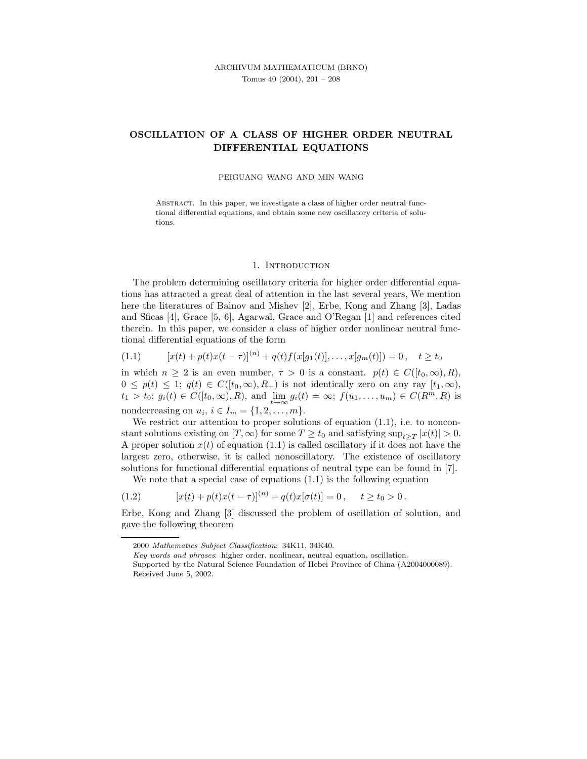# OSCILLATION OF A CLASS OF HIGHER ORDER NEUTRAL DIFFERENTIAL EQUATIONS

PEIGUANG WANG AND MIN WANG

Abstract. In this paper, we investigate a class of higher order neutral functional differential equations, and obtain some new oscillatory criteria of solutions.

## 1. Introduction

The problem determining oscillatory criteria for higher order differential equations has attracted a great deal of attention in the last several years, We mention here the literatures of Bainov and Mishev [2], Erbe, Kong and Zhang [3], Ladas and Sficas [4], Grace [5, 6], Agarwal, Grace and O'Regan [1] and references cited therein. In this paper, we consider a class of higher order nonlinear neutral functional differential equations of the form

$$[x(t) + p(t)x(t-\tau)]^{(n)} + q(t)f(x[g_1(t)], \dots, x[g_m(t)]) = 0\,, \quad t \geq t_0 \tag{1.1}$$

in which $n \geq 2$ is an even number, $\tau > 0$ is a constant. $p(t) \in C([t_0, \infty), R)$, $0 \leq p(t) \leq 1$; $q(t) \in C([t_0, \infty), R_+)$ is not identically zero on any ray $[t_1, \infty)$, $t_1 > t_0$; $g_i(t) \in C([t_0, \infty), R)$, and $\lim_{t\to\infty} g_i(t) = \infty$; $f(u_1, \dots, u_m) \in C(R^m, R)$ is nondecreasing on $u_i$, $i \in I_m = \{1, 2, \dots, m\}$.

We restrict our attention to proper solutions of equation (1.1), i.e. to nonconstant solutions existing on $[T, \infty)$ for some $T \geq t_0$ and satisfying $\sup_{t\geq T} |x(t)| > 0$. A proper solution $x(t)$ of equation (1.1) is called oscillatory if it does not have the largest zero, otherwise, it is called nonoscillatory. The existence of oscillatory solutions for functional differential equations of neutral type can be found in [7].

We note that a special case of equations (1.1) is the following equation

$$[x(t) + p(t)x(t-\tau)]^{(n)} + q(t)x[\sigma(t)] = 0\,, \quad t \geq t_0 > 0\,. \tag{1.2}$$

Erbe, Kong and Zhang [3] discussed the problem of oscillation of solution, and gave the following theorem

2000 *Mathematics Subject Classification*: 34K11, 34K40.

*Key words and phrases*: higher order, nonlinear, neutral equation, oscillation.

Supported by the Natural Science Foundation of Hebei Province of China (A2004000089).

Received June 5, 2002.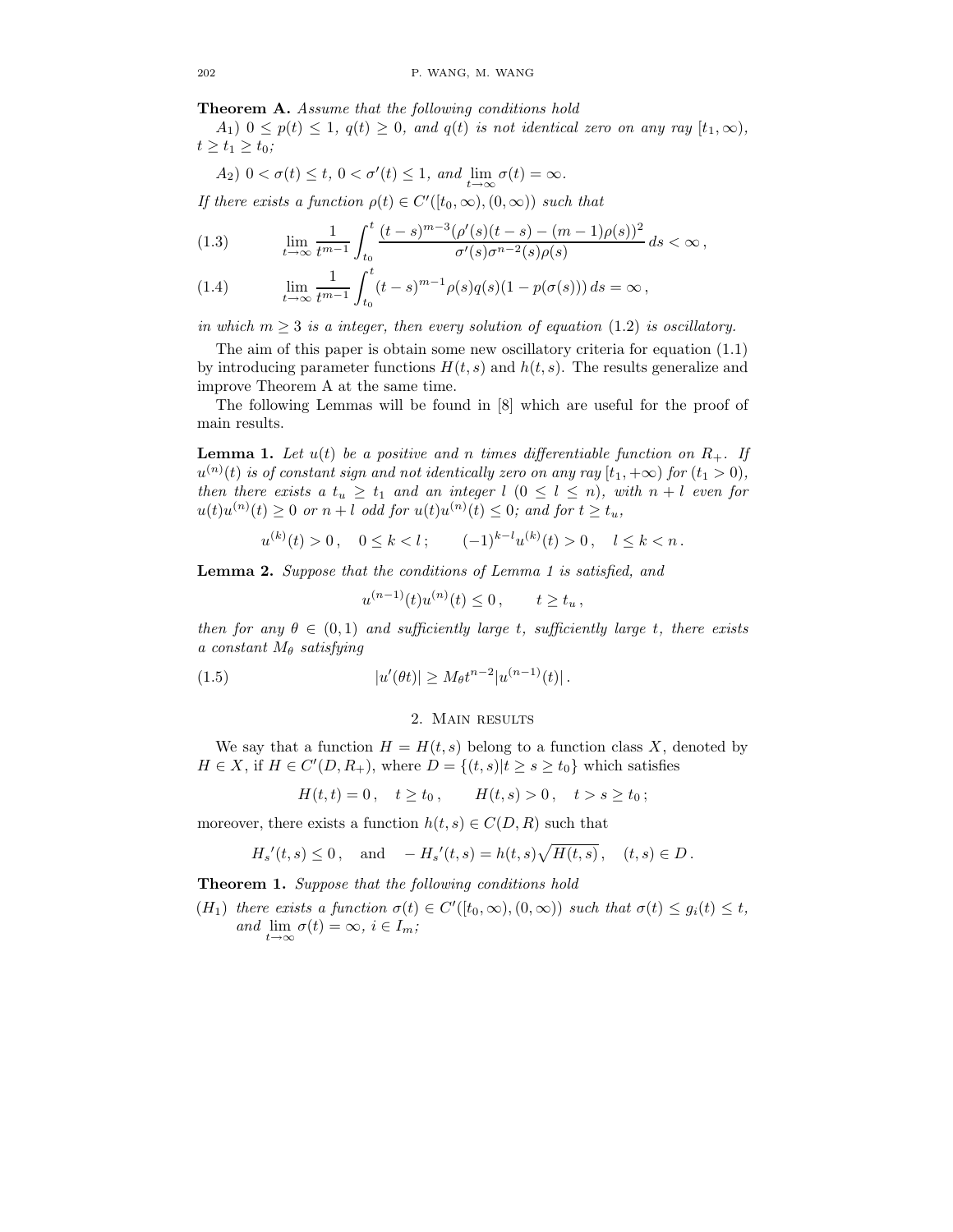**Theorem A.** *Assume that the following conditions hold*

$A_1$) $0 \le p(t) \le 1$, $q(t) \ge 0$, *and* $q(t)$ *is not identical zero on any ray* $[t_1, \infty)$, $t \ge t_1 \ge t_0$*;*

$A_2$) $0 < \sigma(t) \le t$, $0 < \sigma'(t) \le 1$, *and* $\lim_{t\to\infty} \sigma(t) = \infty$.

*If there exists a function* $\rho(t) \in C'([t_0, \infty), (0, \infty))$ *such that*

$$\lim_{t\to\infty} \frac{1}{t^{m-1}} \int_{t_0}^{t} \frac{(t-s)^{m-3}(\rho'(s)(t-s) - (m-1)\rho(s))^2}{\sigma'(s)\sigma^{n-2}(s)\rho(s)}\, ds < \infty\,, \tag{1.3}$$

$$\lim_{t\to\infty} \frac{1}{t^{m-1}} \int_{t_0}^{t} (t-s)^{m-1}\rho(s)q(s)(1 - p(\sigma(s)))\, ds = \infty\,, \tag{1.4}$$

*in which* $m \ge 3$ *is a integer, then every solution of equation* (1.2) *is oscillatory.*

The aim of this paper is obtain some new oscillatory criteria for equation (1.1) by introducing parameter functions $H(t,s)$ and $h(t,s)$. The results generalize and improve Theorem A at the same time.

The following Lemmas will be found in [8] which are useful for the proof of main results.

**Lemma 1.** *Let* $u(t)$ *be a positive and* $n$ *times differentiable function on* $R_+$*. If* $u^{(n)}(t)$ *is of constant sign and not identically zero on any ray* $[t_1, +\infty)$ *for* $(t_1 > 0)$*, then there exists a* $t_u \ge t_1$ *and an integer* $l$ $(0 \le l \le n)$*, with* $n + l$ *even for* $u(t)u^{(n)}(t) \ge 0$ *or* $n + l$ *odd for* $u(t)u^{(n)}(t) \le 0$*; and for* $t \ge t_u$*,*

$$u^{(k)}(t) > 0\,, \quad 0 \le k < l\,; \qquad (-1)^{k-l}u^{(k)}(t) > 0\,, \quad l \le k < n\,.$$

**Lemma 2.** *Suppose that the conditions of Lemma 1 is satisfied, and*

$$u^{(n-1)}(t)u^{(n)}(t) \le 0\,, \qquad t \ge t_u\,,$$

*then for any* $\theta \in (0,1)$ *and sufficiently large* $t$*, sufficiently large* $t$*, there exists a constant* $M_\theta$ *satisfying*

$$|u'(\theta t)| \ge M_\theta t^{n-2}|u^{(n-1)}(t)|\,. \tag{1.5}$$

## 2. Main results

We say that a function $H = H(t,s)$ belong to a function class $X$, denoted by $H \in X$, if $H \in C'(D, R_+)$, where $D = \{(t,s) | t \ge s \ge t_0\}$ which satisfies

$$H(t,t) = 0\,, \quad t \ge t_0\,, \qquad H(t,s) > 0\,, \quad t > s \ge t_0\,;$$

moreover, there exists a function $h(t,s) \in C(D, R)$ such that

$$H_s{}'(t,s) \le 0\,, \quad \text{and} \quad -H_s{}'(t,s) = h(t,s)\sqrt{H(t,s)}\,, \quad (t,s) \in D\,.$$

**Theorem 1.** *Suppose that the following conditions hold*

($H_1$) *there exists a function* $\sigma(t) \in C'([t_0, \infty), (0, \infty))$ *such that* $\sigma(t) \le g_i(t) \le t$*, and* $\lim_{t\to\infty} \sigma(t) = \infty$*,* $i \in I_m$*;*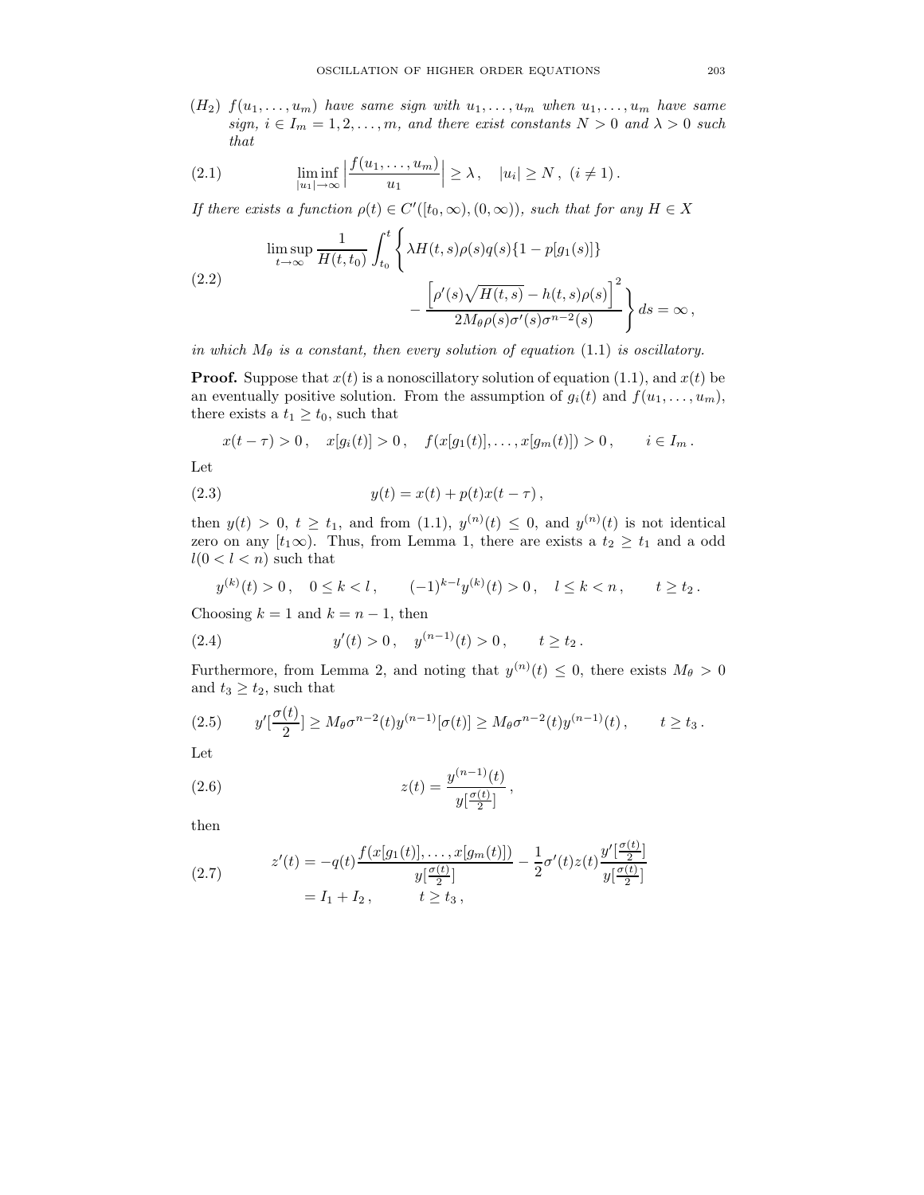$(H_2)$ *$f(u_1, \ldots, u_m)$ have same sign with $u_1, \ldots, u_m$ when $u_1, \ldots, u_m$ have same sign, $i \in I_m = 1, 2, \ldots, m$, and there exist constants $N > 0$ and $\lambda > 0$ such that*

$$\liminf_{|u_1| \to \infty} \Big| \frac{f(u_1, \ldots, u_m)}{u_1} \Big| \geq \lambda \,, \quad |u_i| \geq N \,, \ (i \neq 1) \,. \tag{2.1}$$

*If there exists a function $\rho(t) \in C'([t_0, \infty), (0, \infty))$, such that for any $H \in X$*

$$\limsup_{t \to \infty} \frac{1}{H(t, t_0)} \int_{t_0}^{t} \left\{ \lambda H(t, s) \rho(s) q(s) \{1 - p[g_1(s)]\} - \frac{\Big[\rho'(s)\sqrt{H(t,s)} - h(t,s)\rho(s)\Big]^2}{2M_\theta \rho(s) \sigma'(s) \sigma^{n-2}(s)} \right\} ds = \infty \,, \tag{2.2}$$

*in which $M_\theta$ is a constant, then every solution of equation* (1.1) *is oscillatory.*

**Proof.** Suppose that $x(t)$ is a nonoscillatory solution of equation (1.1), and $x(t)$ be an eventually positive solution. From the assumption of $g_i(t)$ and $f(u_1, \ldots, u_m)$, there exists a $t_1 \geq t_0$, such that

$$x(t - \tau) > 0 \,, \quad x[g_i(t)] > 0 \,, \quad f(x[g_1(t)], \ldots, x[g_m(t)]) > 0 \,, \qquad i \in I_m \,.$$

Let

$$y(t) = x(t) + p(t) x(t - \tau) \,, \tag{2.3}$$

then $y(t) > 0$, $t \geq t_1$, and from (1.1), $y^{(n)}(t) \leq 0$, and $y^{(n)}(t)$ is not identical zero on any $[t_1 \infty)$. Thus, from Lemma 1, there are exists a $t_2 \geq t_1$ and a odd $l (0 < l < n)$ such that

$$y^{(k)}(t) > 0 \,, \quad 0 \leq k < l \,, \qquad (-1)^{k-l} y^{(k)}(t) > 0 \,, \quad l \leq k < n \,, \qquad t \geq t_2 \,.$$

Choosing $k = 1$ and $k = n - 1$, then

$$y'(t) > 0 \,, \quad y^{(n-1)}(t) > 0 \,, \qquad t \geq t_2 \,. \tag{2.4}$$

Furthermore, from Lemma 2, and noting that $y^{(n)}(t) \leq 0$, there exists $M_\theta > 0$ and $t_3 \geq t_2$, such that

$$y'[\frac{\sigma(t)}{2}] \geq M_\theta \sigma^{n-2}(t) y^{(n-1)}[\sigma(t)] \geq M_\theta \sigma^{n-2}(t) y^{(n-1)}(t) \,, \qquad t \geq t_3 \,. \tag{2.5}$$

Let

$$z(t) = \frac{y^{(n-1)}(t)}{y[\frac{\sigma(t)}{2}]} \,, \tag{2.6}$$

then

$$\begin{aligned} z'(t) &= -q(t) \frac{f(x[g_1(t)], \ldots, x[g_m(t)])}{y[\frac{\sigma(t)}{2}]} - \frac{1}{2} \sigma'(t) z(t) \frac{y'[\frac{\sigma(t)}{2}]}{y[\frac{\sigma(t)}{2}]} \\ &= I_1 + I_2 \,, \qquad t \geq t_3 \,, \end{aligned} \tag{2.7}$$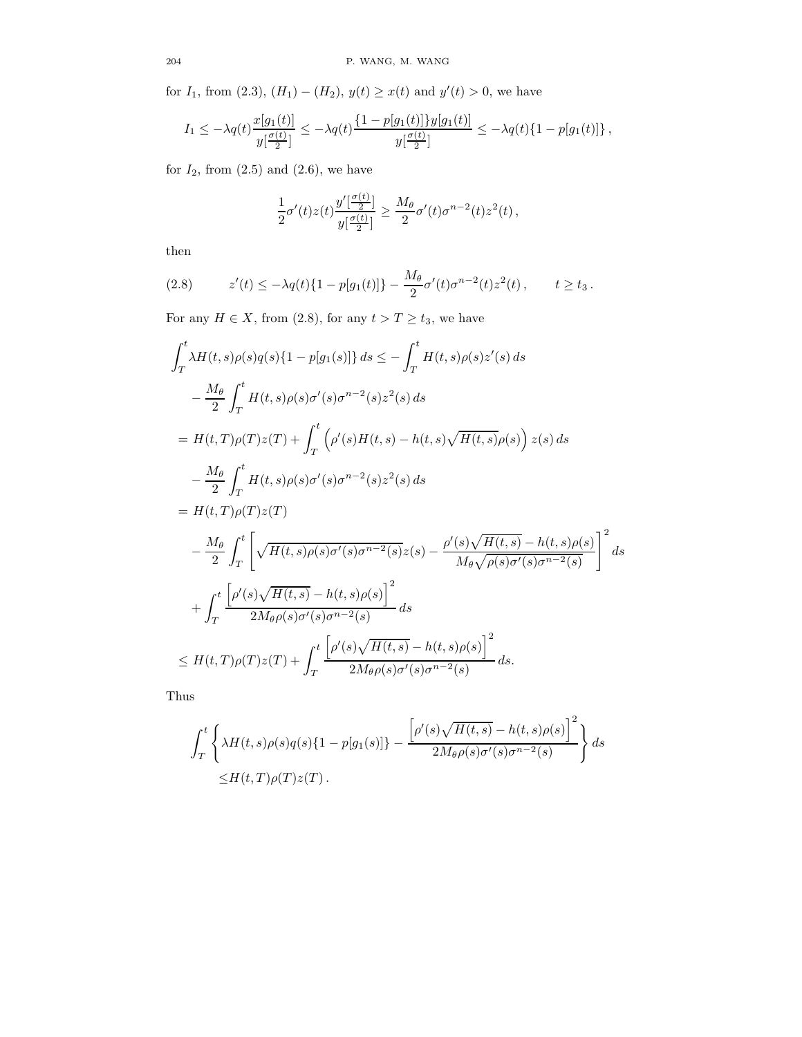for $I_1$, from (2.3), $(H_1)-(H_2)$, $y(t)\ge x(t)$ and $y'(t)>0$, we have

$$I_1 \le -\lambda q(t)\frac{x[g_1(t)]}{y[\frac{\sigma(t)}{2}]} \le -\lambda q(t)\frac{\{1-p[g_1(t)]\}y[g_1(t)]}{y[\frac{\sigma(t)}{2}]} \le -\lambda q(t)\{1-p[g_1(t)]\}\,,$$

for $I_2$, from (2.5) and (2.6), we have

$$\frac{1}{2}\sigma'(t)z(t)\frac{y'[\frac{\sigma(t)}{2}]}{y[\frac{\sigma(t)}{2}]} \ge \frac{M_\theta}{2}\sigma'(t)\sigma^{n-2}(t)z^2(t)\,,$$

then

$$z'(t) \le -\lambda q(t)\{1-p[g_1(t)]\} - \frac{M_\theta}{2}\sigma'(t)\sigma^{n-2}(t)z^2(t)\,, \qquad t\ge t_3\,. \tag{2.8}$$

For any $H\in X$, from (2.8), for any $t>T\ge t_3$, we have

$$\begin{aligned}
&\int_T^t \lambda H(t,s)\rho(s)q(s)\{1-p[g_1(s)]\}\,ds \le -\int_T^t H(t,s)\rho(s)z'(s)\,ds\\
&\quad -\frac{M_\theta}{2}\int_T^t H(t,s)\rho(s)\sigma'(s)\sigma^{n-2}(s)z^2(s)\,ds\\
&= H(t,T)\rho(T)z(T) + \int_T^t \Big(\rho'(s)H(t,s) - h(t,s)\sqrt{H(t,s)}\rho(s)\Big)z(s)\,ds\\
&\quad -\frac{M_\theta}{2}\int_T^t H(t,s)\rho(s)\sigma'(s)\sigma^{n-2}(s)z^2(s)\,ds\\
&= H(t,T)\rho(T)z(T)\\
&\quad -\frac{M_\theta}{2}\int_T^t\left[\sqrt{H(t,s)\rho(s)\sigma'(s)\sigma^{n-2}(s)}z(s) - \frac{\rho'(s)\sqrt{H(t,s)}-h(t,s)\rho(s)}{M_\theta\sqrt{\rho(s)\sigma'(s)\sigma^{n-2}(s)}}\right]^2 ds\\
&\quad +\int_T^t \frac{\Big[\rho'(s)\sqrt{H(t,s)}-h(t,s)\rho(s)\Big]^2}{2M_\theta\rho(s)\sigma'(s)\sigma^{n-2}(s)}\,ds\\
&\le H(t,T)\rho(T)z(T) + \int_T^t \frac{\Big[\rho'(s)\sqrt{H(t,s)}-h(t,s)\rho(s)\Big]^2}{2M_\theta\rho(s)\sigma'(s)\sigma^{n-2}(s)}\,ds.
\end{aligned}$$

Thus

$$\begin{aligned}
&\int_T^t\left\{\lambda H(t,s)\rho(s)q(s)\{1-p[g_1(s)]\} - \frac{\Big[\rho'(s)\sqrt{H(t,s)}-h(t,s)\rho(s)\Big]^2}{2M_\theta\rho(s)\sigma'(s)\sigma^{n-2}(s)}\right\}ds\\
&\quad \le H(t,T)\rho(T)z(T)\,.
\end{aligned}$$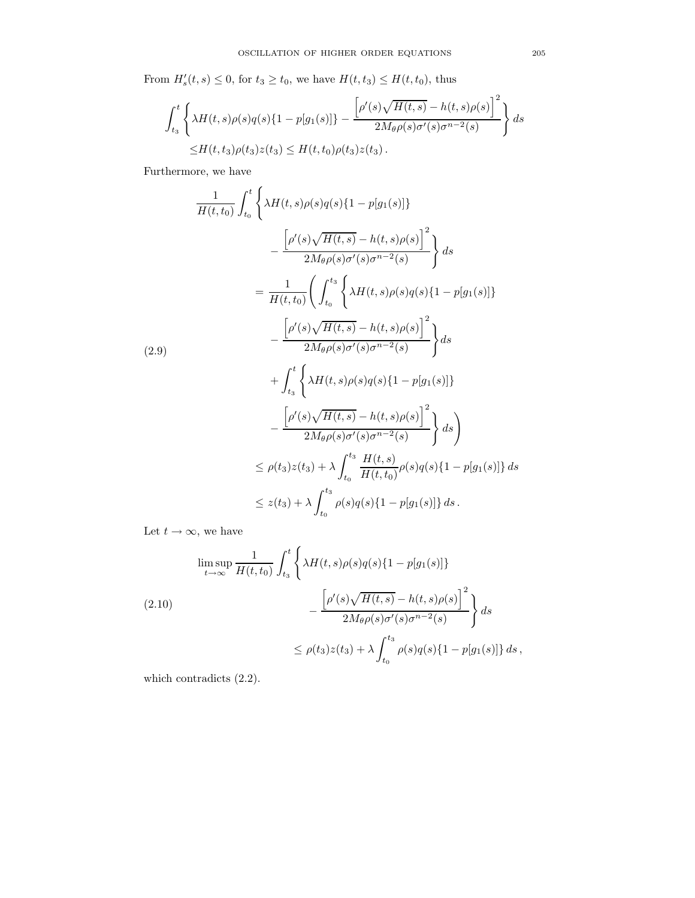From $H'_s(t,s) \le 0$, for $t_3 \ge t_0$, we have $H(t,t_3) \le H(t,t_0)$, thus

$$\int_{t_3}^{t} \left\{ \lambda H(t,s)\rho(s)q(s)\{1-p[g_1(s)]\} - \frac{\left[\rho'(s)\sqrt{H(t,s)} - h(t,s)\rho(s)\right]^2}{2M_\theta \rho(s)\sigma'(s)\sigma^{n-2}(s)} \right\} ds$$
$$\le H(t,t_3)\rho(t_3)z(t_3) \le H(t,t_0)\rho(t_3)z(t_3)\,.$$

Furthermore, we have

$$\begin{aligned}
&\frac{1}{H(t,t_0)} \int_{t_0}^{t} \Bigg\{ \lambda H(t,s)\rho(s)q(s)\{1-p[g_1(s)]\} \\
&\qquad - \frac{\left[\rho'(s)\sqrt{H(t,s)} - h(t,s)\rho(s)\right]^2}{2M_\theta \rho(s)\sigma'(s)\sigma^{n-2}(s)} \Bigg\} ds \\
&= \frac{1}{H(t,t_0)} \Bigg( \int_{t_0}^{t_3} \Bigg\{ \lambda H(t,s)\rho(s)q(s)\{1-p[g_1(s)]\} \\
&\qquad - \frac{\left[\rho'(s)\sqrt{H(t,s)} - h(t,s)\rho(s)\right]^2}{2M_\theta \rho(s)\sigma'(s)\sigma^{n-2}(s)} \Bigg\} ds \\
&\qquad + \int_{t_3}^{t} \Bigg\{ \lambda H(t,s)\rho(s)q(s)\{1-p[g_1(s)]\} \\
&\qquad - \frac{\left[\rho'(s)\sqrt{H(t,s)} - h(t,s)\rho(s)\right]^2}{2M_\theta \rho(s)\sigma'(s)\sigma^{n-2}(s)} \Bigg\} ds \Bigg) \\
&\le \rho(t_3)z(t_3) + \lambda \int_{t_0}^{t_3} \frac{H(t,s)}{H(t,t_0)} \rho(s)q(s)\{1-p[g_1(s)]\}\, ds \\
&\le z(t_3) + \lambda \int_{t_0}^{t_3} \rho(s)q(s)\{1-p[g_1(s)]\}\, ds\,.
\end{aligned} \tag{2.9}$$

Let $t \to \infty$, we have

$$\begin{aligned}
\limsup_{t\to\infty} \frac{1}{H(t,t_0)} \int_{t_3}^{t} &\Bigg\{ \lambda H(t,s)\rho(s)q(s)\{1-p[g_1(s)]\} \\
&\qquad - \frac{\left[\rho'(s)\sqrt{H(t,s)} - h(t,s)\rho(s)\right]^2}{2M_\theta \rho(s)\sigma'(s)\sigma^{n-2}(s)} \Bigg\} ds \\
&\le \rho(t_3)z(t_3) + \lambda \int_{t_0}^{t_3} \rho(s)q(s)\{1-p[g_1(s)]\}\, ds\,,
\end{aligned} \tag{2.10}$$

which contradicts (2.2).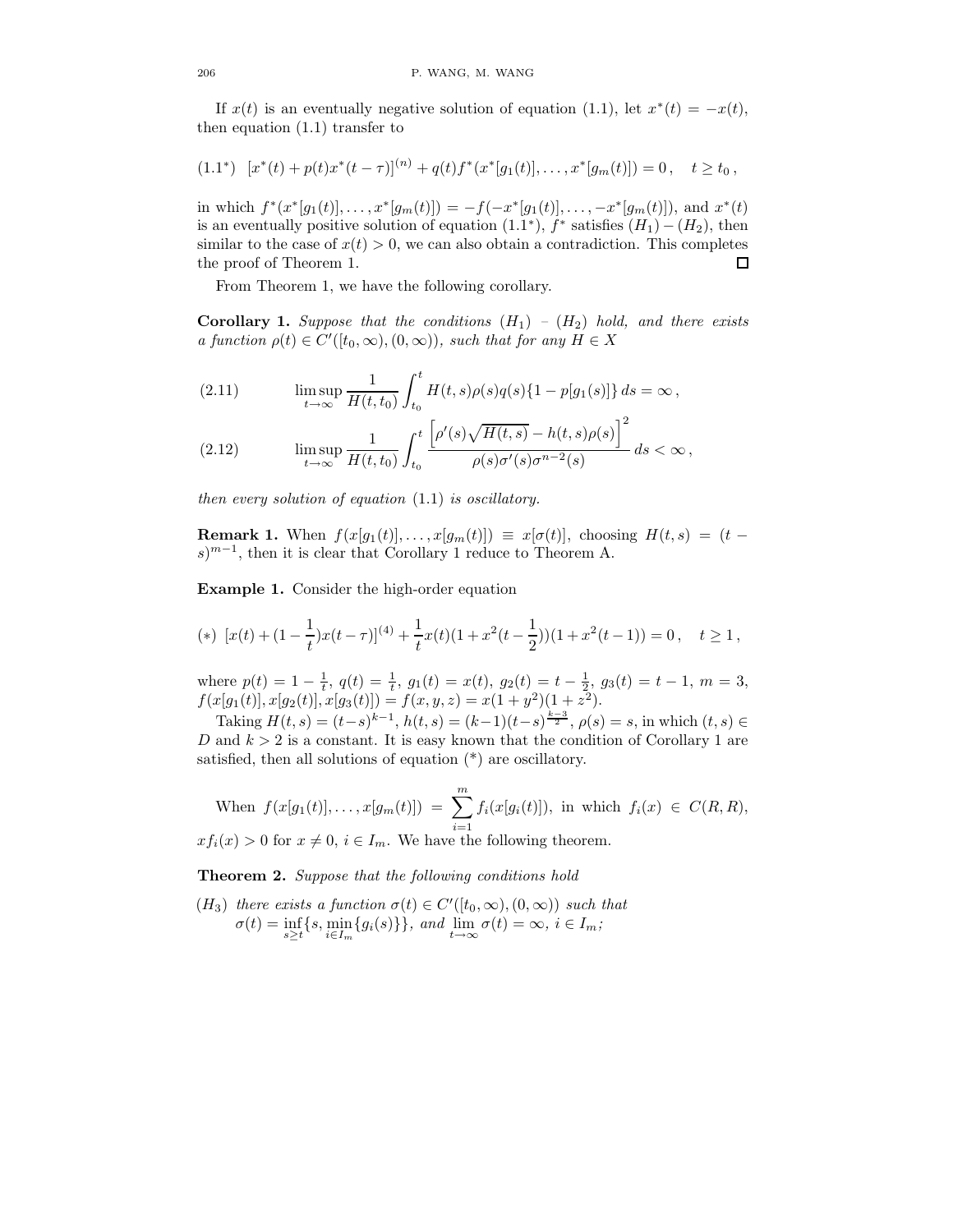If $x(t)$ is an eventually negative solution of equation (1.1), let $x^*(t) = -x(t)$, then equation (1.1) transfer to

$$(1.1^*) \quad [x^*(t) + p(t)x^*(t-\tau)]^{(n)} + q(t)f^*(x^*[g_1(t)], \ldots, x^*[g_m(t)]) = 0\,, \quad t \geq t_0\,,$$

in which $f^*(x^*[g_1(t)], \ldots, x^*[g_m(t)]) = -f(-x^*[g_1(t)], \ldots, -x^*[g_m(t)])$, and $x^*(t)$ is an eventually positive solution of equation $(1.1^*)$, $f^*$ satisfies $(H_1)-(H_2)$, then similar to the case of $x(t) > 0$, we can also obtain a contradiction. This completes the proof of Theorem 1. □

From Theorem 1, we have the following corollary.

**Corollary 1.** *Suppose that the conditions $(H_1)$ – $(H_2)$ hold, and there exists a function $\rho(t) \in C'([t_0, \infty), (0, \infty))$, such that for any $H \in X$*

$$(2.11) \qquad \limsup_{t\to\infty} \frac{1}{H(t,t_0)} \int_{t_0}^t H(t,s)\rho(s)q(s)\{1 - p[g_1(s)]\}\, ds = \infty\,,$$

$$(2.12) \qquad \limsup_{t\to\infty} \frac{1}{H(t,t_0)} \int_{t_0}^t \frac{\Big[\rho'(s)\sqrt{H(t,s)} - h(t,s)\rho(s)\Big]^2}{\rho(s)\sigma'(s)\sigma^{n-2}(s)}\, ds < \infty\,,$$

*then every solution of equation* (1.1) *is oscillatory.*

**Remark 1.** When $f(x[g_1(t)], \ldots, x[g_m(t)]) \equiv x[\sigma(t)]$, choosing $H(t,s) = (t-s)^{m-1}$, then it is clear that Corollary 1 reduce to Theorem A.

**Example 1.** Consider the high-order equation

$$(*) \;\; [x(t) + (1 - \frac{1}{t})x(t-\tau)]^{(4)} + \frac{1}{t}x(t)(1 + x^2(t - \frac{1}{2}))(1 + x^2(t-1)) = 0\,, \quad t \geq 1\,,$$

where $p(t) = 1 - \frac{1}{t}$, $q(t) = \frac{1}{t}$, $g_1(t) = x(t)$, $g_2(t) = t - \frac{1}{2}$, $g_3(t) = t - 1$, $m = 3$, $f(x[g_1(t)], x[g_2(t)], x[g_3(t)]) = f(x,y,z) = x(1 + y^2)(1 + z^2)$.

Taking $H(t,s) = (t-s)^{k-1}$, $h(t,s) = (k-1)(t-s)^{\frac{k-3}{2}}$, $\rho(s) = s$, in which $(t,s) \in D$ and $k > 2$ is a constant. It is easy known that the condition of Corollary 1 are satisfied, then all solutions of equation $(*)$ are oscillatory.

When $f(x[g_1(t)], \ldots, x[g_m(t)]) = \sum_{i=1}^m f_i(x[g_i(t)])$, in which $f_i(x) \in C(R,R)$, $xf_i(x) > 0$ for $x \neq 0$, $i \in I_m$. We have the following theorem.

**Theorem 2.** *Suppose that the following conditions hold*

$(H_3)$ *there exists a function $\sigma(t) \in C'([t_0, \infty), (0, \infty))$ such that $\sigma(t) = \inf_{s \geq t}\{s, \min_{i\in I_m}\{g_i(s)\}\}$, and $\lim_{t\to\infty} \sigma(t) = \infty$, $i \in I_m$;*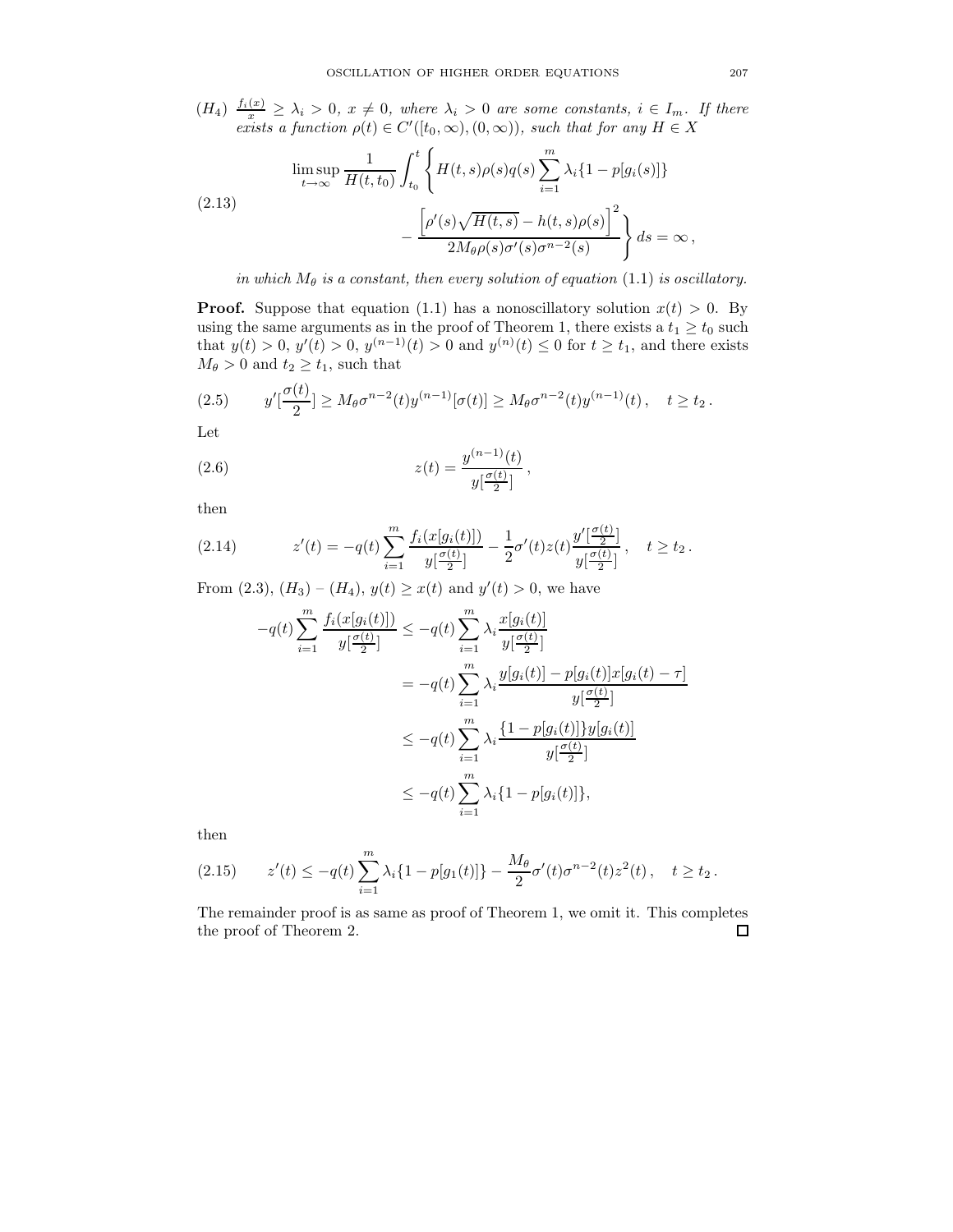$(H_4)$ $\frac{f_i(x)}{x} \geq \lambda_i > 0$, $x \neq 0$, *where* $\lambda_i > 0$ *are some constants,* $i \in I_m$. *If there exists a function* $\rho(t) \in C'([t_0, \infty), (0, \infty))$, *such that for any* $H \in X$

$$\limsup_{t\to\infty} \frac{1}{H(t,t_0)} \int_{t_0}^{t} \left\{ H(t,s)\rho(s)q(s)\sum_{i=1}^{m}\lambda_i\{1-p[g_i(s)]\} - \frac{\left[\rho'(s)\sqrt{H(t,s)} - h(t,s)\rho(s)\right]^2}{2M_\theta \rho(s)\sigma'(s)\sigma^{n-2}(s)} \right\} ds = \infty\,, \tag{2.13}$$

*in which* $M_\theta$ *is a constant, then every solution of equation* (1.1) *is oscillatory.*

**Proof.** Suppose that equation (1.1) has a nonoscillatory solution $x(t) > 0$. By using the same arguments as in the proof of Theorem 1, there exists a $t_1 \geq t_0$ such that $y(t) > 0$, $y'(t) > 0$, $y^{(n-1)}(t) > 0$ and $y^{(n)}(t) \leq 0$ for $t \geq t_1$, and there exists $M_\theta > 0$ and $t_2 \geq t_1$, such that

$$y'[\frac{\sigma(t)}{2}] \geq M_\theta \sigma^{n-2}(t) y^{(n-1)}[\sigma(t)] \geq M_\theta \sigma^{n-2}(t) y^{(n-1)}(t)\,, \quad t \geq t_2\,. \tag{2.5}$$

Let

$$z(t) = \frac{y^{(n-1)}(t)}{y[\frac{\sigma(t)}{2}]}\,, \tag{2.6}$$

then

$$z'(t) = -q(t)\sum_{i=1}^{m} \frac{f_i(x[g_i(t)])}{y[\frac{\sigma(t)}{2}]} - \frac{1}{2}\sigma'(t) z(t) \frac{y'[\frac{\sigma(t)}{2}]}{y[\frac{\sigma(t)}{2}]}\,, \quad t \geq t_2\,. \tag{2.14}$$

From (2.3), $(H_3)$ – $(H_4)$, $y(t) \geq x(t)$ and $y'(t) > 0$, we have

$$\begin{aligned}
-q(t)\sum_{i=1}^{m} \frac{f_i(x[g_i(t)])}{y[\frac{\sigma(t)}{2}]} &\leq -q(t)\sum_{i=1}^{m} \lambda_i \frac{x[g_i(t)]}{y[\frac{\sigma(t)}{2}]} \\
&= -q(t)\sum_{i=1}^{m} \lambda_i \frac{y[g_i(t)] - p[g_i(t)]x[g_i(t)-\tau]}{y[\frac{\sigma(t)}{2}]} \\
&\leq -q(t)\sum_{i=1}^{m} \lambda_i \frac{\{1-p[g_i(t)]\}y[g_i(t)]}{y[\frac{\sigma(t)}{2}]} \\
&\leq -q(t)\sum_{i=1}^{m} \lambda_i \{1-p[g_i(t)]\},
\end{aligned}$$

then

$$z'(t) \leq -q(t)\sum_{i=1}^{m}\lambda_i\{1-p[g_1(t)]\} - \frac{M_\theta}{2}\sigma'(t)\sigma^{n-2}(t)z^2(t)\,, \quad t \geq t_2\,. \tag{2.15}$$

The remainder proof is as same as proof of Theorem 1, we omit it. This completes the proof of Theorem 2. $\square$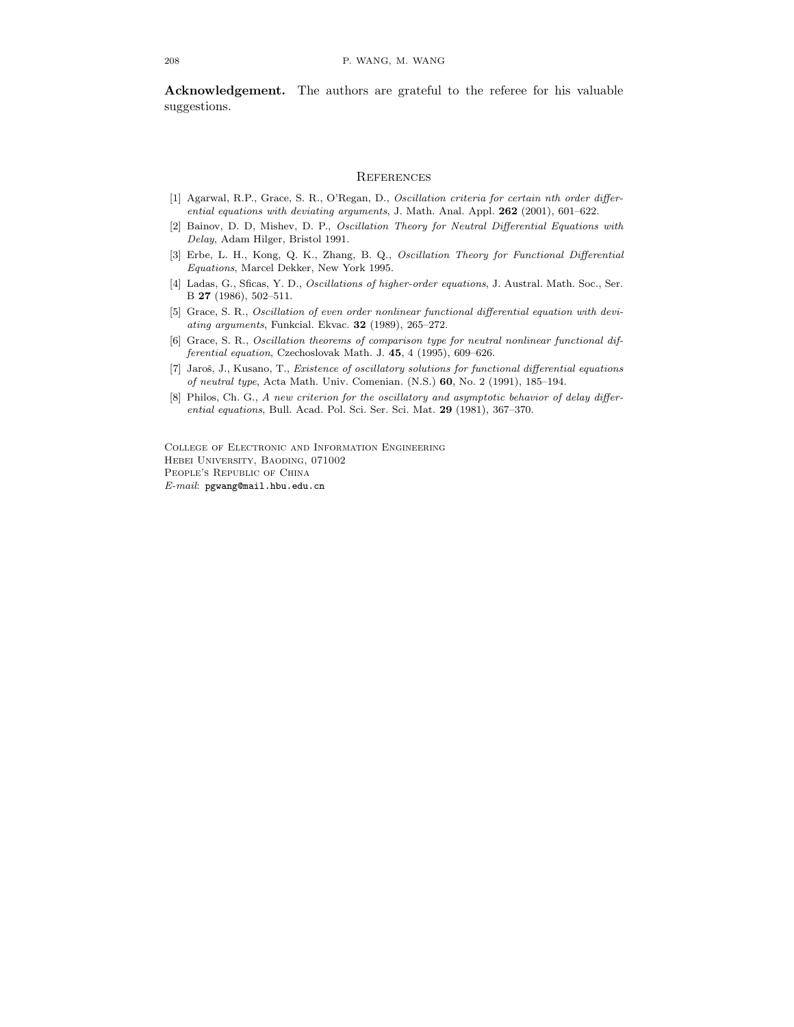**Acknowledgement.** The authors are grateful to the referee for his valuable suggestions.

## References

[1] Agarwal, R.P., Grace, S. R., O'Regan, D., *Oscillation criteria for certain nth order differential equations with deviating arguments*, J. Math. Anal. Appl. **262** (2001), 601–622.

[2] Bainov, D. D, Mishev, D. P., *Oscillation Theory for Neutral Differential Equations with Delay*, Adam Hilger, Bristol 1991.

[3] Erbe, L. H., Kong, Q. K., Zhang, B. Q., *Oscillation Theory for Functional Differential Equations*, Marcel Dekker, New York 1995.

[4] Ladas, G., Sficas, Y. D., *Oscillations of higher-order equations*, J. Austral. Math. Soc., Ser. B **27** (1986), 502–511.

[5] Grace, S. R., *Oscillation of even order nonlinear functional differential equation with deviating arguments*, Funkcial. Ekvac. **32** (1989), 265–272.

[6] Grace, S. R., *Oscillation theorems of comparison type for neutral nonlinear functional differential equation*, Czechoslovak Math. J. **45**, 4 (1995), 609–626.

[7] Jaroš, J., Kusano, T., *Existence of oscillatory solutions for functional differential equations of neutral type*, Acta Math. Univ. Comenian. (N.S.) **60**, No. 2 (1991), 185–194.

[8] Philos, Ch. G., *A new criterion for the oscillatory and asymptotic behavior of delay differential equations*, Bull. Acad. Pol. Sci. Ser. Sci. Mat. **29** (1981), 367–370.

College of Electronic and Information Engineering
Hebei University, Baoding, 071002
People's Republic of China
*E-mail*: pgwang@mail.hbu.edu.cn